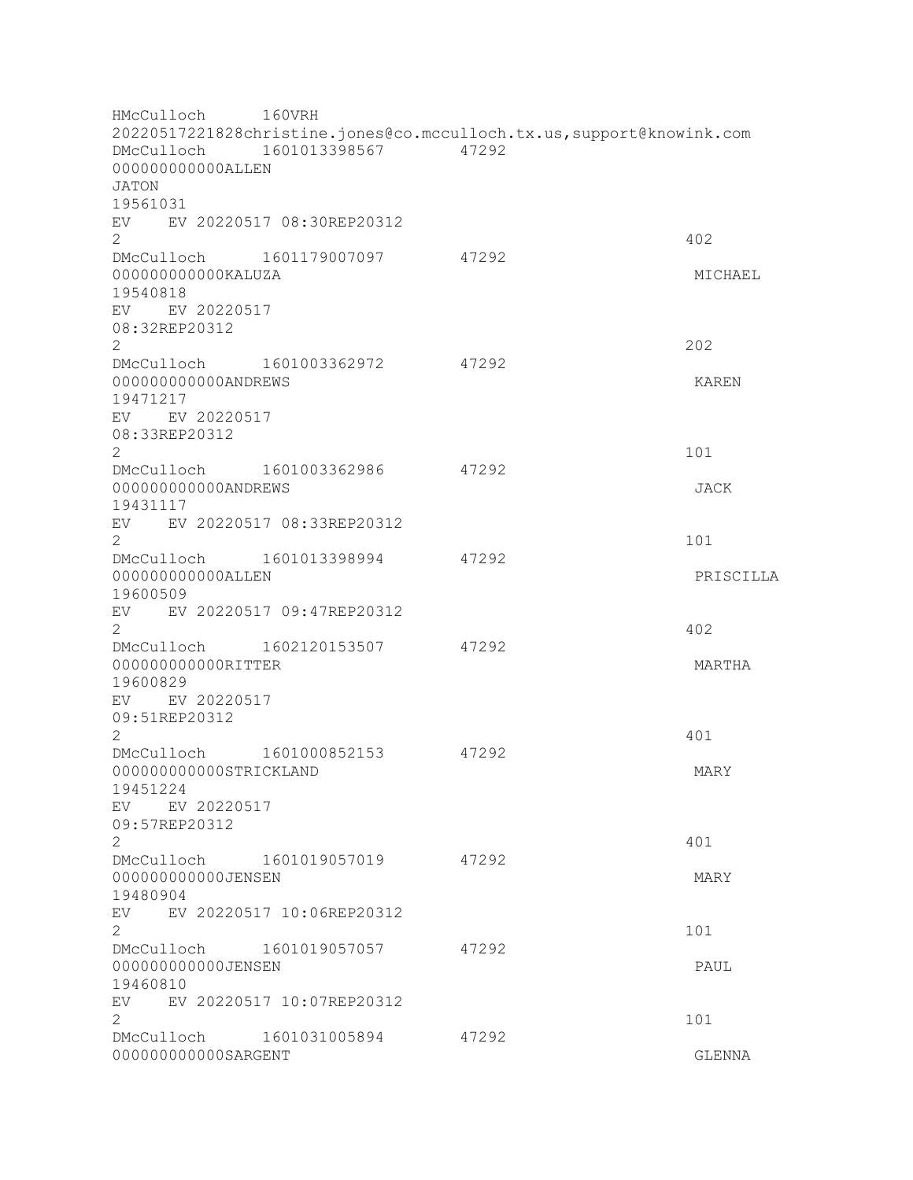```
HMcCulloch      160VRH
20220517221828christine.jones@co.mcculloch.tx.us,support@knowink.com
DMcCulloch      1601013398567        47292
000000000000ALLEN
JATON
19561031
EV    EV 20220517 08:30REP20312
2                                                                    402
DMcCulloch      1601179007097        47292
000000000000KALUZA                                                   MICHAEL
19540818
EV    EV 20220517
08:32REP20312
2                                                                    202
DMcCulloch      1601003362972        47292
000000000000ANDREWS                                                  KAREN
19471217
EV    EV 20220517
08:33REP20312
2                                                                    101
DMcCulloch      1601003362986        47292
000000000000ANDREWS                                                  JACK
19431117
EV    EV 20220517 08:33REP20312
2                                                                    101
DMcCulloch      1601013398994        47292
000000000000ALLEN                                                    PRISCILLA
19600509
EV    EV 20220517 09:47REP20312
2                                                                    402
DMcCulloch      1602120153507        47292
000000000000RITTER                                                   MARTHA
19600829
EV    EV 20220517
09:51REP20312
2                                                                    401
DMcCulloch      1601000852153        47292
000000000000STRICKLAND                                               MARY
19451224
EV    EV 20220517
09:57REP20312
2                                                                    401
DMcCulloch      1601019057019        47292
000000000000JENSEN                                                   MARY
19480904
EV    EV 20220517 10:06REP20312
2                                                                    101
DMcCulloch      1601019057057        47292
000000000000JENSEN                                                   PAUL
19460810
EV    EV 20220517 10:07REP20312
2                                                                    101
DMcCulloch      1601031005894        47292
000000000000SARGENT                                                  GLENNA
```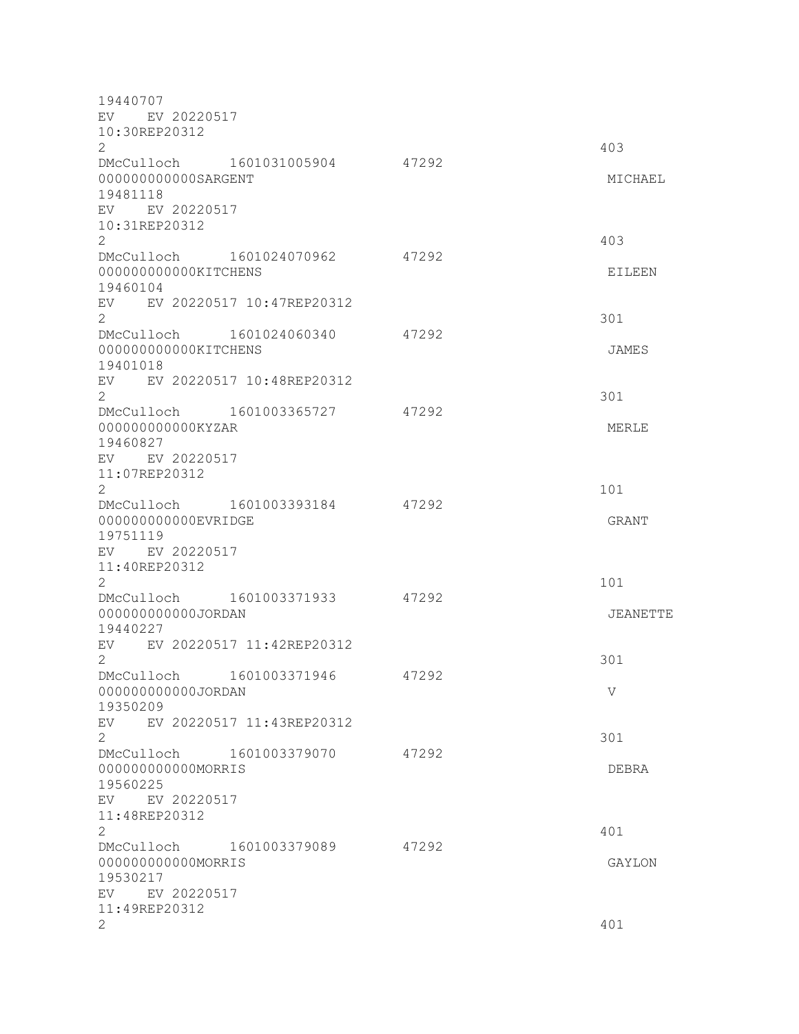```
19440707
EV    EV 20220517
10:30REP20312
2                                                        403
DMcCulloch     1601031005904      47292
000000000000SARGENT                                      MICHAEL
19481118
EV    EV 20220517
10:31REP20312
2                                                        403
DMcCulloch     1601024070962      47292
000000000000KITCHENS                                     EILEEN
19460104
EV    EV 20220517 10:47REP20312
2                                                        301
DMcCulloch     1601024060340      47292
000000000000KITCHENS                                     JAMES
19401018
EV    EV 20220517 10:48REP20312
2                                                        301
DMcCulloch     1601003365727      47292
000000000000KYZAR                                        MERLE
19460827
EV    EV 20220517
11:07REP20312
2                                                        101
DMcCulloch     1601003393184      47292
000000000000EVRIDGE                                      GRANT
19751119
EV    EV 20220517
11:40REP20312
2                                                        101
DMcCulloch     1601003371933      47292
000000000000JORDAN                                       JEANETTE
19440227
EV    EV 20220517 11:42REP20312
2                                                        301
DMcCulloch     1601003371946      47292
000000000000JORDAN                                       V
19350209
EV    EV 20220517 11:43REP20312
2                                                        301
DMcCulloch     1601003379070      47292
000000000000MORRIS                                       DEBRA
19560225
EV    EV 20220517
11:48REP20312
2                                                        401
DMcCulloch     1601003379089      47292
000000000000MORRIS                                       GAYLON
19530217
EV    EV 20220517
11:49REP20312
2                                                        401
```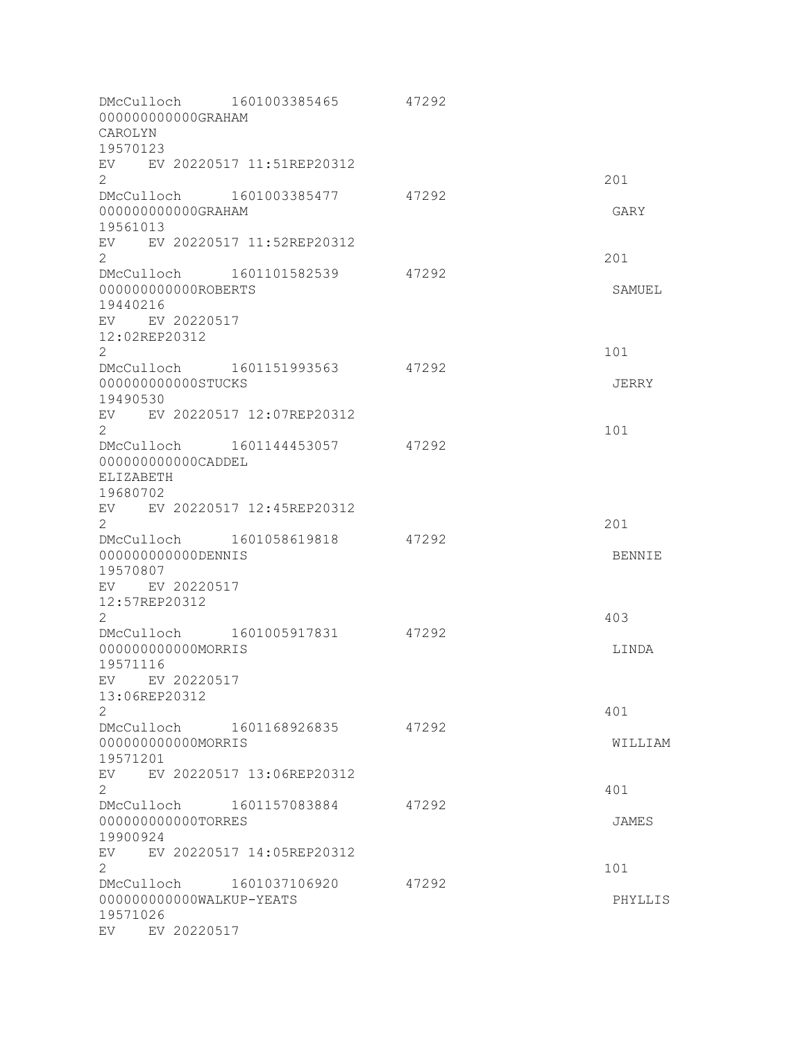```
DMcCulloch      1601003385465       47292
000000000000GRAHAM
CAROLYN
19570123
EV    EV 20220517 11:51REP20312
2                                                            201
DMcCulloch      1601003385477       47292
000000000000GRAHAM                                           GARY
19561013
EV    EV 20220517 11:52REP20312
2                                                            201
DMcCulloch      1601101582539       47292
000000000000ROBERTS                                          SAMUEL
19440216
EV    EV 20220517
12:02REP20312
2                                                            101
DMcCulloch      1601151993563       47292
000000000000STUCKS                                           JERRY
19490530
EV    EV 20220517 12:07REP20312
2                                                            101
DMcCulloch      1601144453057       47292
000000000000CADDEL
ELIZABETH
19680702
EV    EV 20220517 12:45REP20312
2                                                            201
DMcCulloch      1601058619818       47292
000000000000DENNIS                                           BENNIE
19570807
EV    EV 20220517
12:57REP20312
2                                                            403
DMcCulloch      1601005917831       47292
000000000000MORRIS                                           LINDA
19571116
EV    EV 20220517
13:06REP20312
2                                                            401
DMcCulloch      1601168926835       47292
000000000000MORRIS                                           WILLIAM
19571201
EV    EV 20220517 13:06REP20312
2                                                            401
DMcCulloch      1601157083884       47292
000000000000TORRES                                           JAMES
19900924
EV    EV 20220517 14:05REP20312
2                                                            101
DMcCulloch      1601037106920       47292
000000000000WALKUP-YEATS                                     PHYLLIS
19571026
EV    EV 20220517
```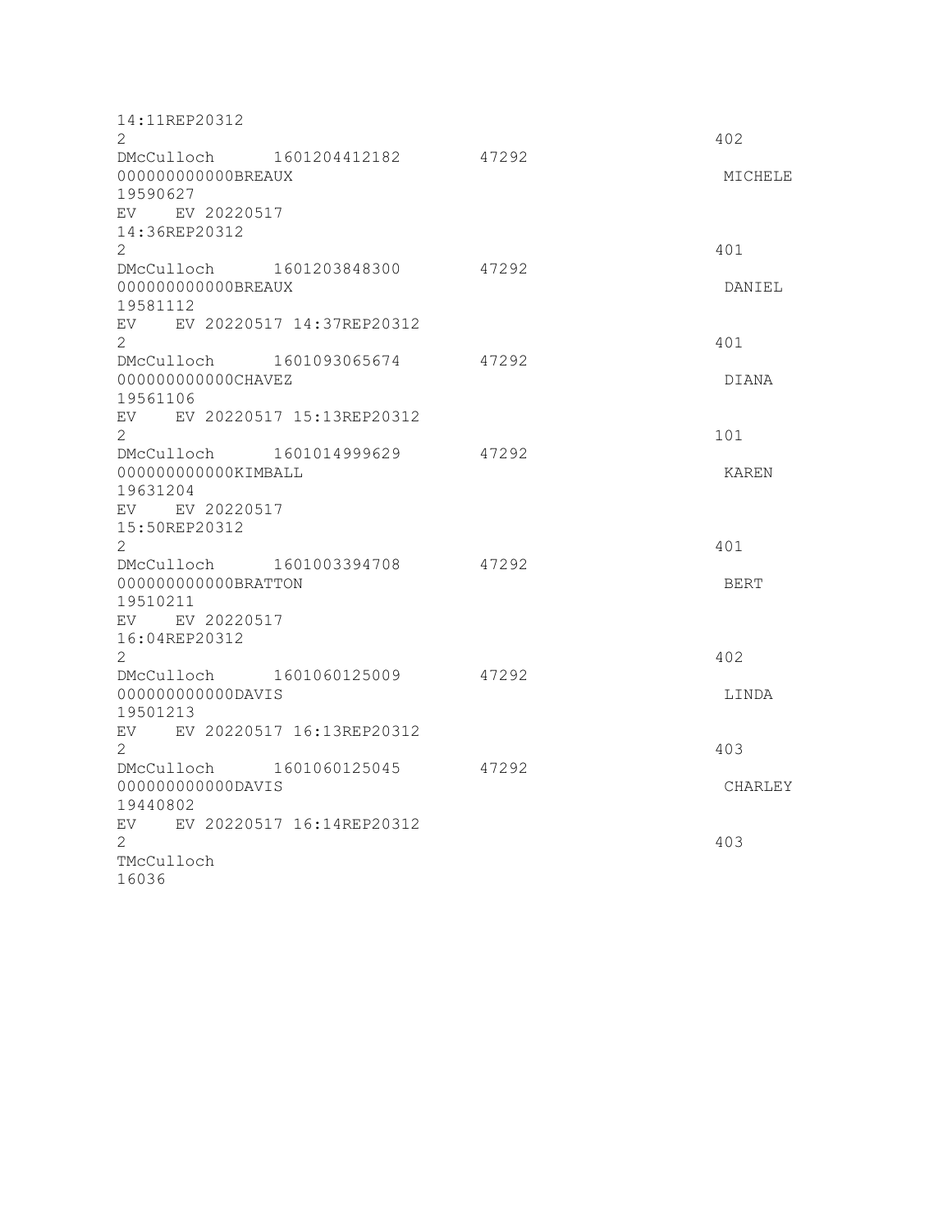```
14:11REP20312
2                                                                   402
DMcCulloch      1601204412182       47292
000000000000BREAUX                                                  MICHELE
19590627
EV    EV 20220517
14:36REP20312
2                                                                   401
DMcCulloch      1601203848300       47292
000000000000BREAUX                                                  DANIEL
19581112
EV    EV 20220517 14:37REP20312
2                                                                   401
DMcCulloch      1601093065674       47292
000000000000CHAVEZ                                                  DIANA
19561106
EV    EV 20220517 15:13REP20312
2                                                                   101
DMcCulloch      1601014999629       47292
000000000000KIMBALL                                                 KAREN
19631204
EV    EV 20220517
15:50REP20312
2                                                                   401
DMcCulloch      1601003394708       47292
000000000000BRATTON                                                 BERT
19510211
EV    EV 20220517
16:04REP20312
2                                                                   402
DMcCulloch      1601060125009       47292
000000000000DAVIS                                                   LINDA
19501213
EV    EV 20220517 16:13REP20312
2                                                                   403
DMcCulloch      1601060125045       47292
000000000000DAVIS                                                   CHARLEY
19440802
EV    EV 20220517 16:14REP20312
2                                                                   403
TMcCulloch
16036
```